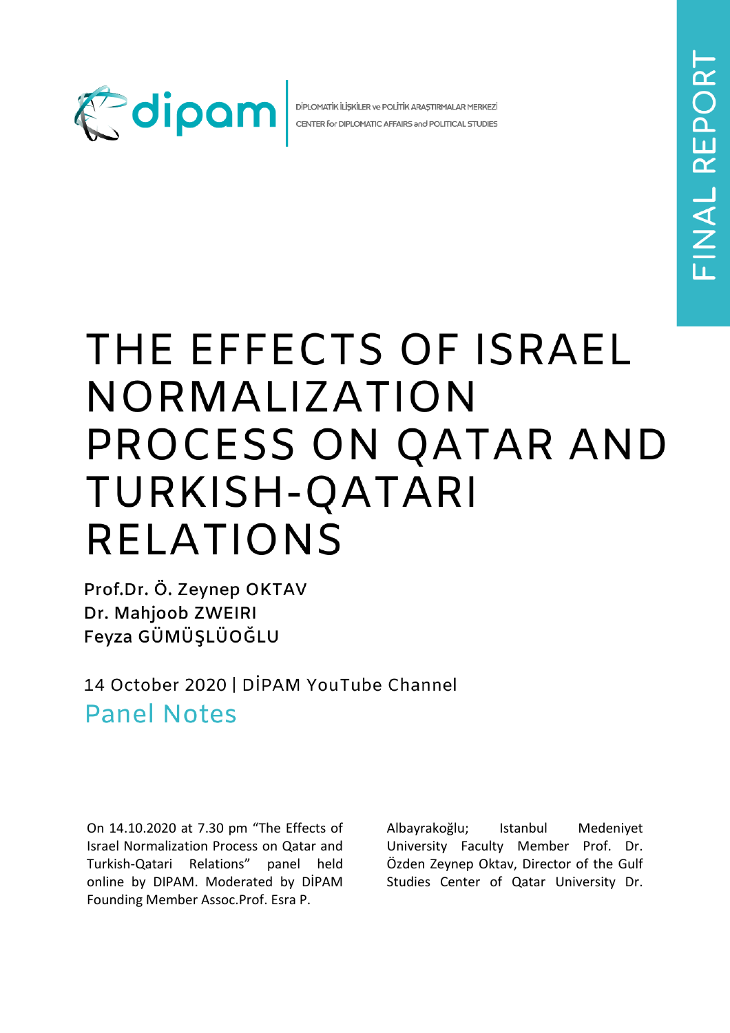dipam

DİPLOMATİK İLİŞKİLER ve POLİTİK ARAŞTIRMALAR MERKEZİ

CENTER for DIPLOMATIC AFFAIRS and POLITICAL STUDIES

FINAL REPORT

# THE EFFECTS OF ISRAEL NORMALIZATION PROCESS ON QATAR AND TURKISH-QATARI RELATIONS

**Prof.Dr. Ö. Zeynep OKTAV**
**Dr. Mahjoob ZWEIRI**
**Feyza GÜMÜŞLÜOĞLU**

14 October 2020 | DİPAM YouTube Channel

## Panel Notes

On 14.10.2020 at 7.30 pm "The Effects of Israel Normalization Process on Qatar and Turkish-Qatari Relations" panel held online by DIPAM. Moderated by DİPAM Founding Member Assoc.Prof. Esra P. Albayrakoğlu; Istanbul Medeniyet University Faculty Member Prof. Dr. Özden Zeynep Oktav, Director of the Gulf Studies Center of Qatar University Dr.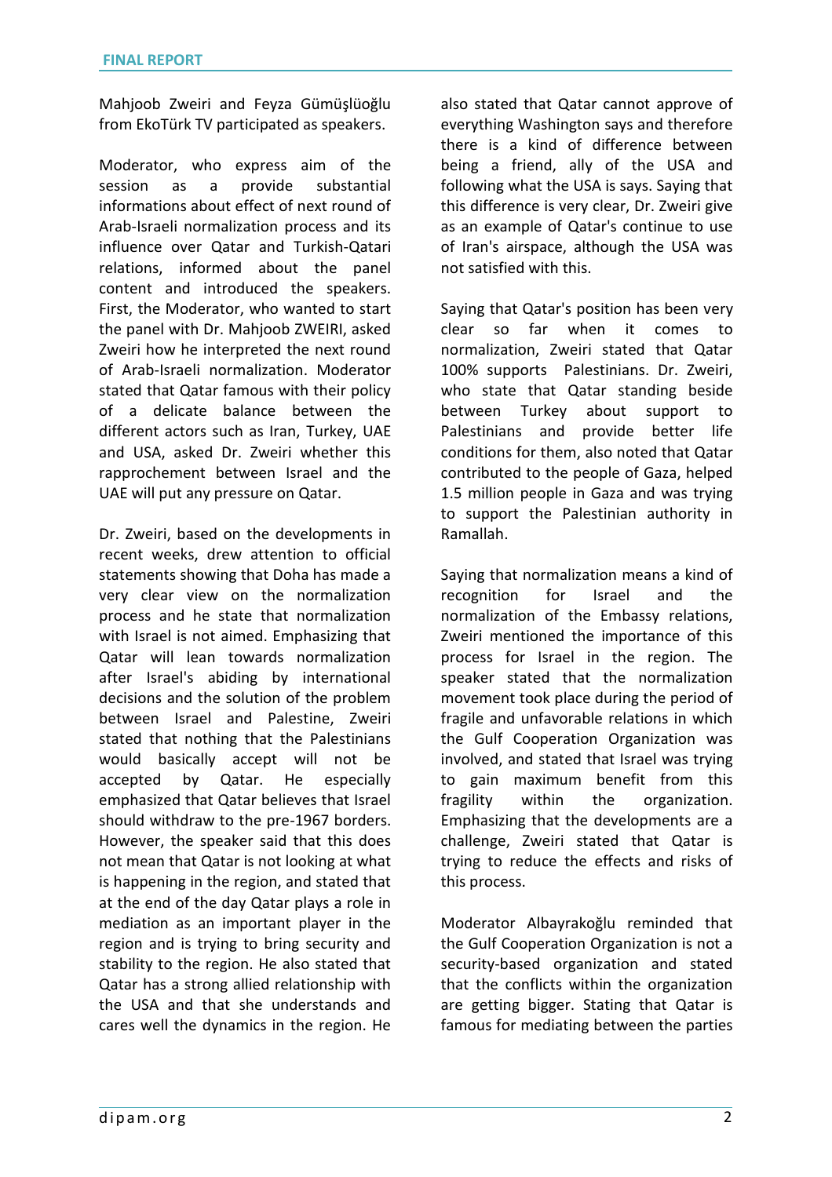Mahjoob Zweiri and Feyza Gümüşlüoğlu from EkoTürk TV participated as speakers.

Moderator, who express aim of the session as a provide substantial informations about effect of next round of Arab-Israeli normalization process and its influence over Qatar and Turkish-Qatari relations, informed about the panel content and introduced the speakers. First, the Moderator, who wanted to start the panel with Dr. Mahjoob ZWEIRI, asked Zweiri how he interpreted the next round of Arab-Israeli normalization. Moderator stated that Qatar famous with their policy of a delicate balance between the different actors such as Iran, Turkey, UAE and USA, asked Dr. Zweiri whether this rapprochement between Israel and the UAE will put any pressure on Qatar.

Dr. Zweiri, based on the developments in recent weeks, drew attention to official statements showing that Doha has made a very clear view on the normalization process and he state that normalization with Israel is not aimed. Emphasizing that Qatar will lean towards normalization after Israel's abiding by international decisions and the solution of the problem between Israel and Palestine, Zweiri stated that nothing that the Palestinians would basically accept will not be accepted by Qatar. He especially emphasized that Qatar believes that Israel should withdraw to the pre-1967 borders. However, the speaker said that this does not mean that Qatar is not looking at what is happening in the region, and stated that at the end of the day Qatar plays a role in mediation as an important player in the region and is trying to bring security and stability to the region. He also stated that Qatar has a strong allied relationship with the USA and that she understands and cares well the dynamics in the region. He also stated that Qatar cannot approve of everything Washington says and therefore there is a kind of difference between being a friend, ally of the USA and following what the USA is says. Saying that this difference is very clear, Dr. Zweiri give as an example of Qatar's continue to use of Iran's airspace, although the USA was not satisfied with this.

Saying that Qatar's position has been very clear so far when it comes to normalization, Zweiri stated that Qatar 100% supports Palestinians. Dr. Zweiri, who state that Qatar standing beside between Turkey about support to Palestinians and provide better life conditions for them, also noted that Qatar contributed to the people of Gaza, helped 1.5 million people in Gaza and was trying to support the Palestinian authority in Ramallah.

Saying that normalization means a kind of recognition for Israel and the normalization of the Embassy relations, Zweiri mentioned the importance of this process for Israel in the region. The speaker stated that the normalization movement took place during the period of fragile and unfavorable relations in which the Gulf Cooperation Organization was involved, and stated that Israel was trying to gain maximum benefit from this fragility within the organization. Emphasizing that the developments are a challenge, Zweiri stated that Qatar is trying to reduce the effects and risks of this process.

Moderator Albayrakoğlu reminded that the Gulf Cooperation Organization is not a security-based organization and stated that the conflicts within the organization are getting bigger. Stating that Qatar is famous for mediating between the parties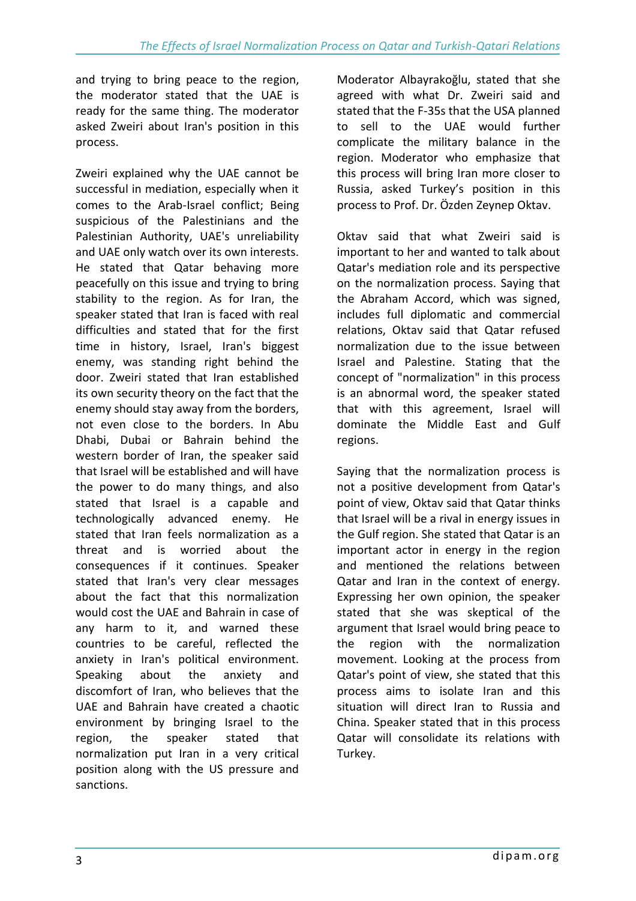and trying to bring peace to the region, the moderator stated that the UAE is ready for the same thing. The moderator asked Zweiri about Iran's position in this process.

Zweiri explained why the UAE cannot be successful in mediation, especially when it comes to the Arab-Israel conflict; Being suspicious of the Palestinians and the Palestinian Authority, UAE's unreliability and UAE only watch over its own interests. He stated that Qatar behaving more peacefully on this issue and trying to bring stability to the region. As for Iran, the speaker stated that Iran is faced with real difficulties and stated that for the first time in history, Israel, Iran's biggest enemy, was standing right behind the door. Zweiri stated that Iran established its own security theory on the fact that the enemy should stay away from the borders, not even close to the borders. In Abu Dhabi, Dubai or Bahrain behind the western border of Iran, the speaker said that Israel will be established and will have the power to do many things, and also stated that Israel is a capable and technologically advanced enemy. He stated that Iran feels normalization as a threat and is worried about the consequences if it continues. Speaker stated that Iran's very clear messages about the fact that this normalization would cost the UAE and Bahrain in case of any harm to it, and warned these countries to be careful, reflected the anxiety in Iran's political environment. Speaking about the anxiety and discomfort of Iran, who believes that the UAE and Bahrain have created a chaotic environment by bringing Israel to the region, the speaker stated that normalization put Iran in a very critical position along with the US pressure and sanctions.

Moderator Albayrakoğlu, stated that she agreed with what Dr. Zweiri said and stated that the F-35s that the USA planned to sell to the UAE would further complicate the military balance in the region. Moderator who emphasize that this process will bring Iran more closer to Russia, asked Turkey's position in this process to Prof. Dr. Özden Zeynep Oktav.

Oktav said that what Zweiri said is important to her and wanted to talk about Qatar's mediation role and its perspective on the normalization process. Saying that the Abraham Accord, which was signed, includes full diplomatic and commercial relations, Oktav said that Qatar refused normalization due to the issue between Israel and Palestine. Stating that the concept of "normalization" in this process is an abnormal word, the speaker stated that with this agreement, Israel will dominate the Middle East and Gulf regions.

Saying that the normalization process is not a positive development from Qatar's point of view, Oktav said that Qatar thinks that Israel will be a rival in energy issues in the Gulf region. She stated that Qatar is an important actor in energy in the region and mentioned the relations between Qatar and Iran in the context of energy. Expressing her own opinion, the speaker stated that she was skeptical of the argument that Israel would bring peace to the region with the normalization movement. Looking at the process from Qatar's point of view, she stated that this process aims to isolate Iran and this situation will direct Iran to Russia and China. Speaker stated that in this process Qatar will consolidate its relations with Turkey.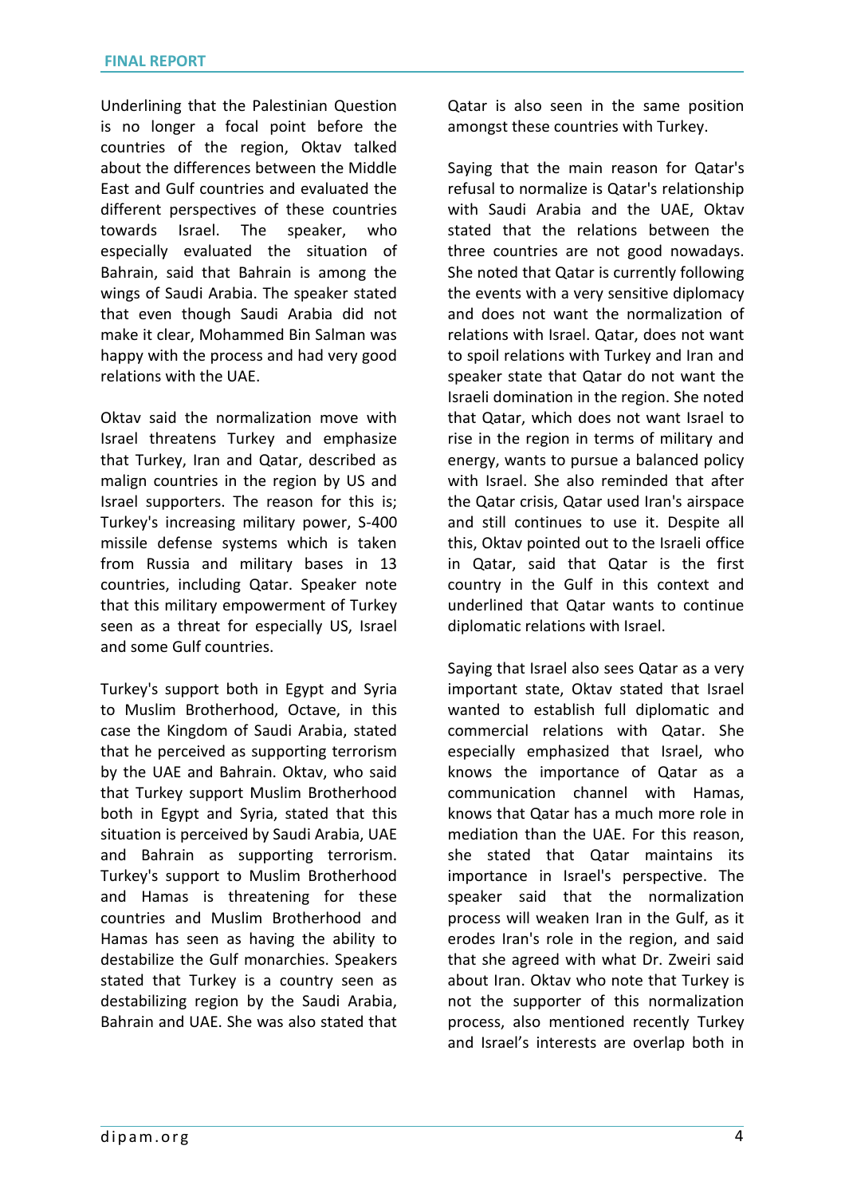Underlining that the Palestinian Question is no longer a focal point before the countries of the region, Oktav talked about the differences between the Middle East and Gulf countries and evaluated the different perspectives of these countries towards Israel. The speaker, who especially evaluated the situation of Bahrain, said that Bahrain is among the wings of Saudi Arabia. The speaker stated that even though Saudi Arabia did not make it clear, Mohammed Bin Salman was happy with the process and had very good relations with the UAE.

Oktav said the normalization move with Israel threatens Turkey and emphasize that Turkey, Iran and Qatar, described as malign countries in the region by US and Israel supporters. The reason for this is; Turkey's increasing military power, S-400 missile defense systems which is taken from Russia and military bases in 13 countries, including Qatar. Speaker note that this military empowerment of Turkey seen as a threat for especially US, Israel and some Gulf countries.

Turkey's support both in Egypt and Syria to Muslim Brotherhood, Octave, in this case the Kingdom of Saudi Arabia, stated that he perceived as supporting terrorism by the UAE and Bahrain. Oktav, who said that Turkey support Muslim Brotherhood both in Egypt and Syria, stated that this situation is perceived by Saudi Arabia, UAE and Bahrain as supporting terrorism. Turkey's support to Muslim Brotherhood and Hamas is threatening for these countries and Muslim Brotherhood and Hamas has seen as having the ability to destabilize the Gulf monarchies. Speakers stated that Turkey is a country seen as destabilizing region by the Saudi Arabia, Bahrain and UAE. She was also stated that Qatar is also seen in the same position amongst these countries with Turkey.

Saying that the main reason for Qatar's refusal to normalize is Qatar's relationship with Saudi Arabia and the UAE, Oktav stated that the relations between the three countries are not good nowadays. She noted that Qatar is currently following the events with a very sensitive diplomacy and does not want the normalization of relations with Israel. Qatar, does not want to spoil relations with Turkey and Iran and speaker state that Qatar do not want the Israeli domination in the region. She noted that Qatar, which does not want Israel to rise in the region in terms of military and energy, wants to pursue a balanced policy with Israel. She also reminded that after the Qatar crisis, Qatar used Iran's airspace and still continues to use it. Despite all this, Oktav pointed out to the Israeli office in Qatar, said that Qatar is the first country in the Gulf in this context and underlined that Qatar wants to continue diplomatic relations with Israel.

Saying that Israel also sees Qatar as a very important state, Oktav stated that Israel wanted to establish full diplomatic and commercial relations with Qatar. She especially emphasized that Israel, who knows the importance of Qatar as a communication channel with Hamas, knows that Qatar has a much more role in mediation than the UAE. For this reason, she stated that Qatar maintains its importance in Israel's perspective. The speaker said that the normalization process will weaken Iran in the Gulf, as it erodes Iran's role in the region, and said that she agreed with what Dr. Zweiri said about Iran. Oktav who note that Turkey is not the supporter of this normalization process, also mentioned recently Turkey and Israel's interests are overlap both in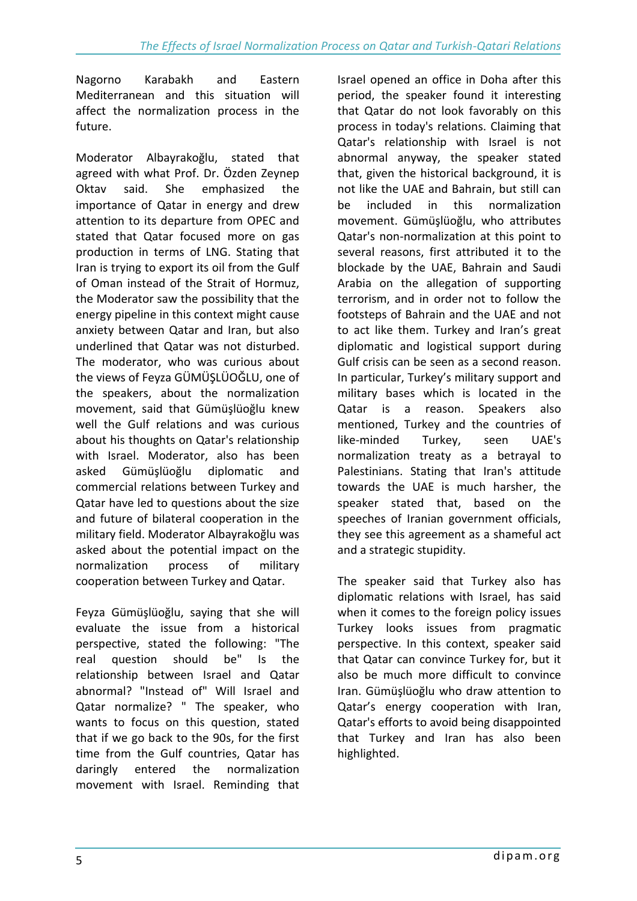Nagorno Karabakh and Eastern Mediterranean and this situation will affect the normalization process in the future.

Moderator Albayrakoğlu, stated that agreed with what Prof. Dr. Özden Zeynep Oktav said. She emphasized the importance of Qatar in energy and drew attention to its departure from OPEC and stated that Qatar focused more on gas production in terms of LNG. Stating that Iran is trying to export its oil from the Gulf of Oman instead of the Strait of Hormuz, the Moderator saw the possibility that the energy pipeline in this context might cause anxiety between Qatar and Iran, but also underlined that Qatar was not disturbed. The moderator, who was curious about the views of Feyza GÜMÜŞLÜOĞLU, one of the speakers, about the normalization movement, said that Gümüşlüoğlu knew well the Gulf relations and was curious about his thoughts on Qatar's relationship with Israel. Moderator, also has been asked Gümüşlüoğlu diplomatic and commercial relations between Turkey and Qatar have led to questions about the size and future of bilateral cooperation in the military field. Moderator Albayrakoğlu was asked about the potential impact on the normalization process of military cooperation between Turkey and Qatar.

Feyza Gümüşlüoğlu, saying that she will evaluate the issue from a historical perspective, stated the following: "The real question should be" Is the relationship between Israel and Qatar abnormal? "Instead of" Will Israel and Qatar normalize? " The speaker, who wants to focus on this question, stated that if we go back to the 90s, for the first time from the Gulf countries, Qatar has daringly entered the normalization movement with Israel. Reminding that Israel opened an office in Doha after this period, the speaker found it interesting that Qatar do not look favorably on this process in today's relations. Claiming that Qatar's relationship with Israel is not abnormal anyway, the speaker stated that, given the historical background, it is not like the UAE and Bahrain, but still can be included in this normalization movement. Gümüşlüoğlu, who attributes Qatar's non-normalization at this point to several reasons, first attributed it to the blockade by the UAE, Bahrain and Saudi Arabia on the allegation of supporting terrorism, and in order not to follow the footsteps of Bahrain and the UAE and not to act like them. Turkey and Iran's great diplomatic and logistical support during Gulf crisis can be seen as a second reason. In particular, Turkey's military support and military bases which is located in the Qatar is a reason. Speakers also mentioned, Turkey and the countries of like-minded Turkey, seen UAE's normalization treaty as a betrayal to Palestinians. Stating that Iran's attitude towards the UAE is much harsher, the speaker stated that, based on the speeches of Iranian government officials, they see this agreement as a shameful act and a strategic stupidity.

The speaker said that Turkey also has diplomatic relations with Israel, has said when it comes to the foreign policy issues Turkey looks issues from pragmatic perspective. In this context, speaker said that Qatar can convince Turkey for, but it also be much more difficult to convince Iran. Gümüşlüoğlu who draw attention to Qatar's energy cooperation with Iran, Qatar's efforts to avoid being disappointed that Turkey and Iran has also been highlighted.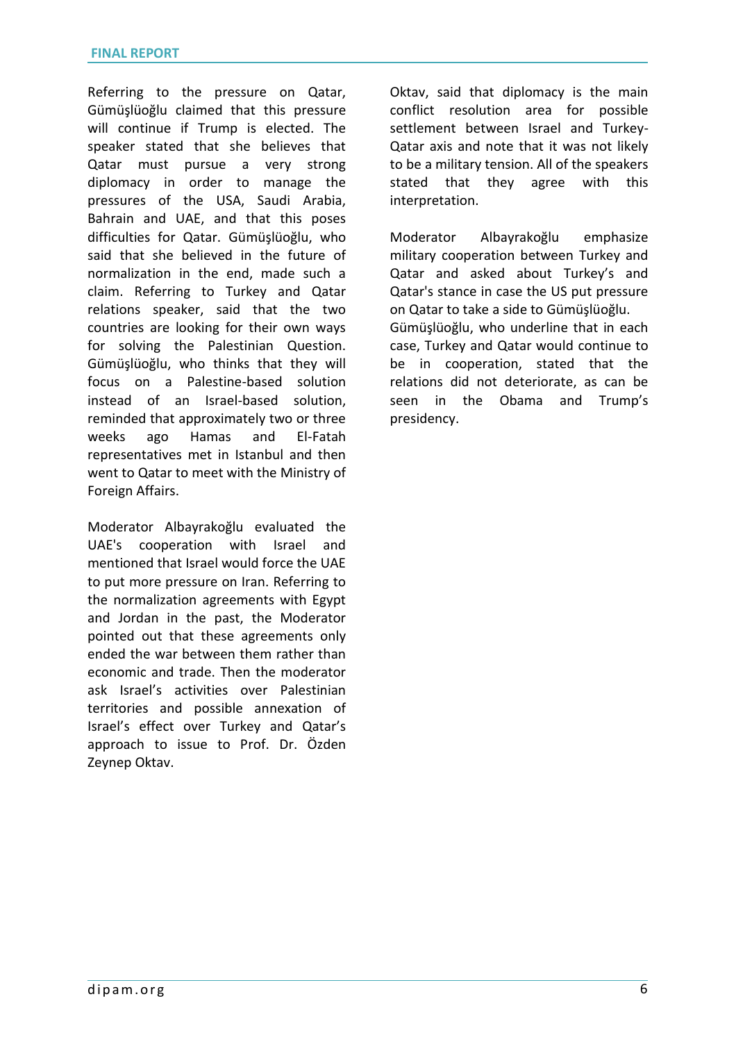Referring to the pressure on Qatar, Gümüşlüoğlu claimed that this pressure will continue if Trump is elected. The speaker stated that she believes that Qatar must pursue a very strong diplomacy in order to manage the pressures of the USA, Saudi Arabia, Bahrain and UAE, and that this poses difficulties for Qatar. Gümüşlüoğlu, who said that she believed in the future of normalization in the end, made such a claim. Referring to Turkey and Qatar relations speaker, said that the two countries are looking for their own ways for solving the Palestinian Question. Gümüşlüoğlu, who thinks that they will focus on a Palestine-based solution instead of an Israel-based solution, reminded that approximately two or three weeks ago Hamas and El-Fatah representatives met in Istanbul and then went to Qatar to meet with the Ministry of Foreign Affairs.

Moderator Albayrakoğlu evaluated the UAE's cooperation with Israel and mentioned that Israel would force the UAE to put more pressure on Iran. Referring to the normalization agreements with Egypt and Jordan in the past, the Moderator pointed out that these agreements only ended the war between them rather than economic and trade. Then the moderator ask Israel's activities over Palestinian territories and possible annexation of Israel's effect over Turkey and Qatar's approach to issue to Prof. Dr. Özden Zeynep Oktav.

Oktav, said that diplomacy is the main conflict resolution area for possible settlement between Israel and Turkey-Qatar axis and note that it was not likely to be a military tension. All of the speakers stated that they agree with this interpretation.

Moderator Albayrakoğlu emphasize military cooperation between Turkey and Qatar and asked about Turkey's and Qatar's stance in case the US put pressure on Qatar to take a side to Gümüşlüoğlu. Gümüşlüoğlu, who underline that in each case, Turkey and Qatar would continue to be in cooperation, stated that the relations did not deteriorate, as can be seen in the Obama and Trump's presidency.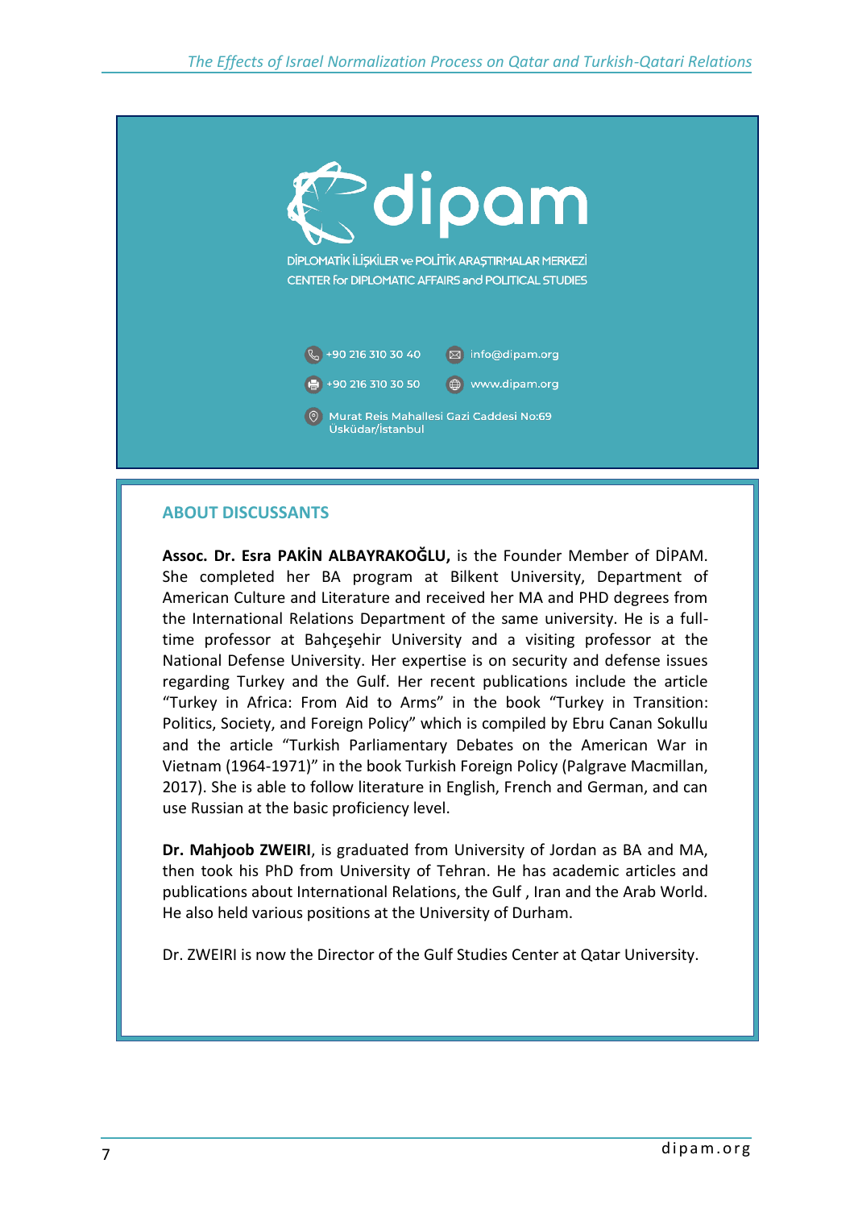dipam

DİPLOMATİK İLİŞKİLER ve POLİTİK ARAŞTIRMALAR MERKEZİ
CENTER for DIPLOMATIC AFFAIRS and POLITICAL STUDIES

+90 216 310 30 40 info@dipam.org

+90 216 310 30 50 www.dipam.org

Murat Reis Mahallesi Gazi Caddesi No:69
Üsküdar/İstanbul

## ABOUT DISCUSSANTS

**Assoc. Dr. Esra PAKİN ALBAYRAKOĞLU,** is the Founder Member of DİPAM. She completed her BA program at Bilkent University, Department of American Culture and Literature and received her MA and PHD degrees from the International Relations Department of the same university. He is a full-time professor at Bahçeşehir University and a visiting professor at the National Defense University. Her expertise is on security and defense issues regarding Turkey and the Gulf. Her recent publications include the article "Turkey in Africa: From Aid to Arms" in the book "Turkey in Transition: Politics, Society, and Foreign Policy" which is compiled by Ebru Canan Sokullu and the article "Turkish Parliamentary Debates on the American War in Vietnam (1964-1971)" in the book Turkish Foreign Policy (Palgrave Macmillan, 2017). She is able to follow literature in English, French and German, and can use Russian at the basic proficiency level.

**Dr. Mahjoob ZWEIRI**, is graduated from University of Jordan as BA and MA, then took his PhD from University of Tehran. He has academic articles and publications about International Relations, the Gulf , Iran and the Arab World. He also held various positions at the University of Durham.

Dr. ZWEIRI is now the Director of the Gulf Studies Center at Qatar University.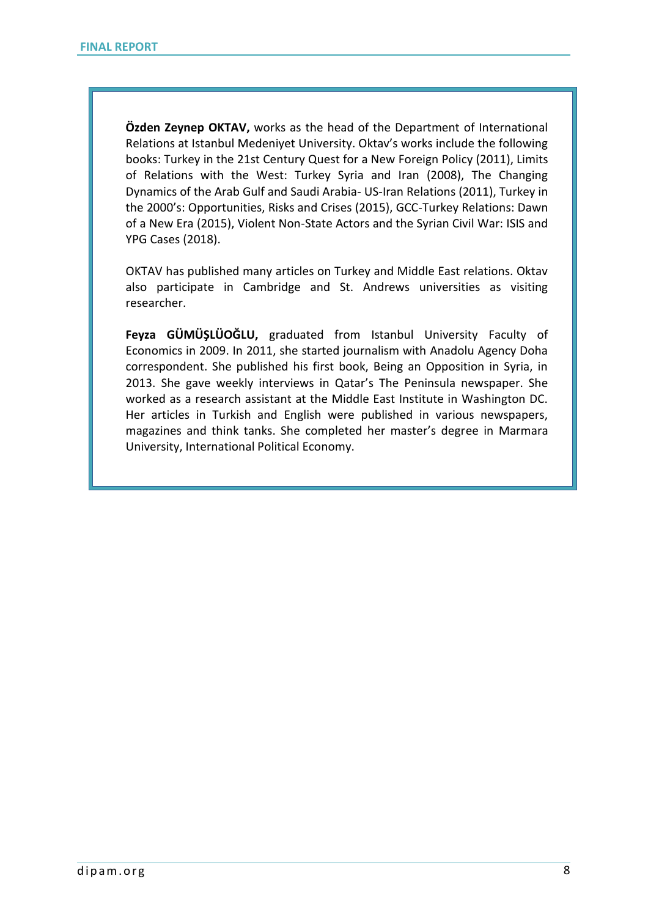**Özden Zeynep OKTAV,** works as the head of the Department of International Relations at Istanbul Medeniyet University. Oktav's works include the following books: Turkey in the 21st Century Quest for a New Foreign Policy (2011), Limits of Relations with the West: Turkey Syria and Iran (2008), The Changing Dynamics of the Arab Gulf and Saudi Arabia- US-Iran Relations (2011), Turkey in the 2000's: Opportunities, Risks and Crises (2015), GCC-Turkey Relations: Dawn of a New Era (2015), Violent Non-State Actors and the Syrian Civil War: ISIS and YPG Cases (2018).

OKTAV has published many articles on Turkey and Middle East relations. Oktav also participate in Cambridge and St. Andrews universities as visiting researcher.

**Feyza GÜMÜŞLÜOĞLU,** graduated from Istanbul University Faculty of Economics in 2009. In 2011, she started journalism with Anadolu Agency Doha correspondent. She published his first book, Being an Opposition in Syria, in 2013. She gave weekly interviews in Qatar's The Peninsula newspaper. She worked as a research assistant at the Middle East Institute in Washington DC. Her articles in Turkish and English were published in various newspapers, magazines and think tanks. She completed her master's degree in Marmara University, International Political Economy.